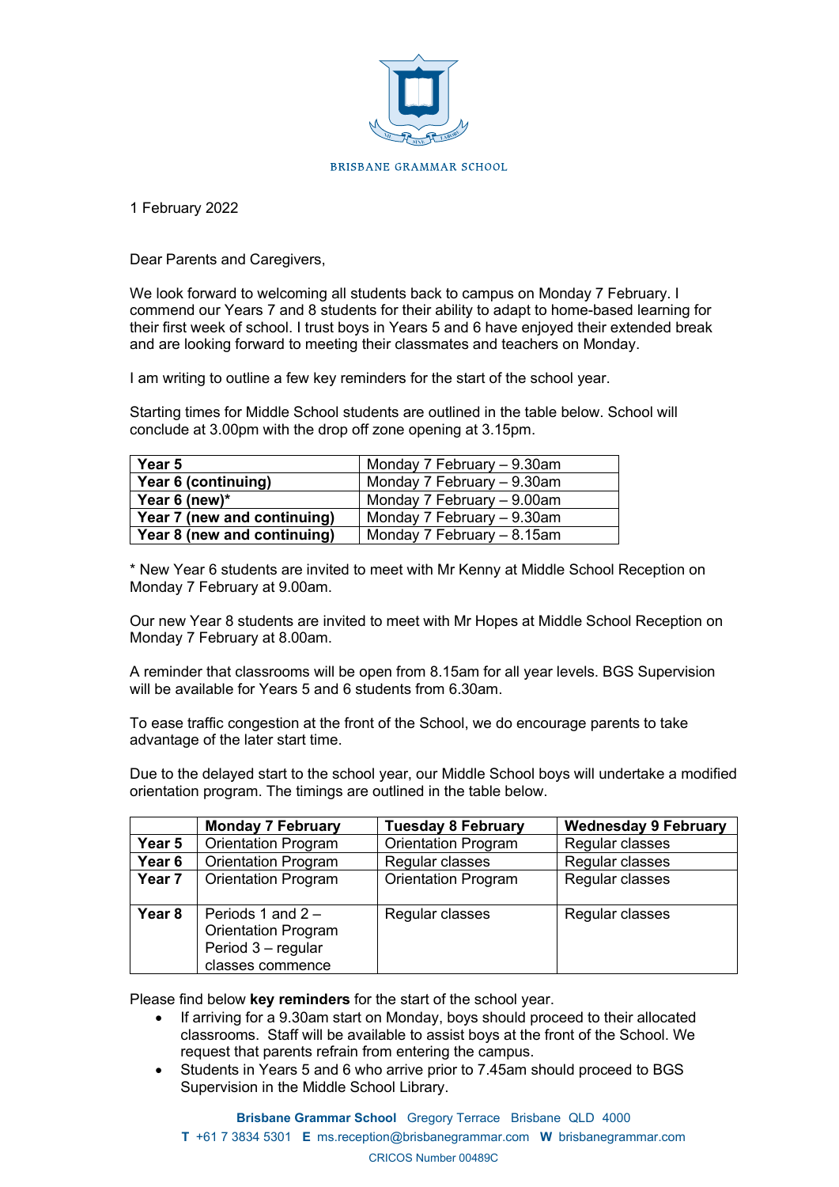BRISBANE GRAMMAR SCHOOL

1 February 2022

Dear Parents and Caregivers,

We look forward to welcoming all students back to campus on Monday 7 February. I commend our Years 7 and 8 students for their ability to adapt to home-based learning for their first week of school. I trust boys in Years 5 and 6 have enjoyed their extended break and are looking forward to meeting their classmates and teachers on Monday.

I am writing to outline a few key reminders for the start of the school year.

Starting times for Middle School students are outlined in the table below. School will conclude at 3.00pm with the drop off zone opening at 3.15pm.

| | |
|---|---|
| **Year 5** | Monday 7 February – 9.30am |
| **Year 6 (continuing)** | Monday 7 February – 9.30am |
| **Year 6 (new)*** | Monday 7 February – 9.00am |
| **Year 7 (new and continuing)** | Monday 7 February – 9.30am |
| **Year 8 (new and continuing)** | Monday 7 February – 8.15am |

* New Year 6 students are invited to meet with Mr Kenny at Middle School Reception on Monday 7 February at 9.00am.

Our new Year 8 students are invited to meet with Mr Hopes at Middle School Reception on Monday 7 February at 8.00am.

A reminder that classrooms will be open from 8.15am for all year levels. BGS Supervision will be available for Years 5 and 6 students from 6.30am.

To ease traffic congestion at the front of the School, we do encourage parents to take advantage of the later start time.

Due to the delayed start to the school year, our Middle School boys will undertake a modified orientation program. The timings are outlined in the table below.

| | **Monday 7 February** | **Tuesday 8 February** | **Wednesday 9 February** |
|---|---|---|---|
| **Year 5** | Orientation Program | Orientation Program | Regular classes |
| **Year 6** | Orientation Program | Regular classes | Regular classes |
| **Year 7** | Orientation Program | Orientation Program | Regular classes |
| **Year 8** | Periods 1 and 2 – Orientation Program Period 3 – regular classes commence | Regular classes | Regular classes |

Please find below **key reminders** for the start of the school year.

- If arriving for a 9.30am start on Monday, boys should proceed to their allocated classrooms. Staff will be available to assist boys at the front of the School. We request that parents refrain from entering the campus.
- Students in Years 5 and 6 who arrive prior to 7.45am should proceed to BGS Supervision in the Middle School Library.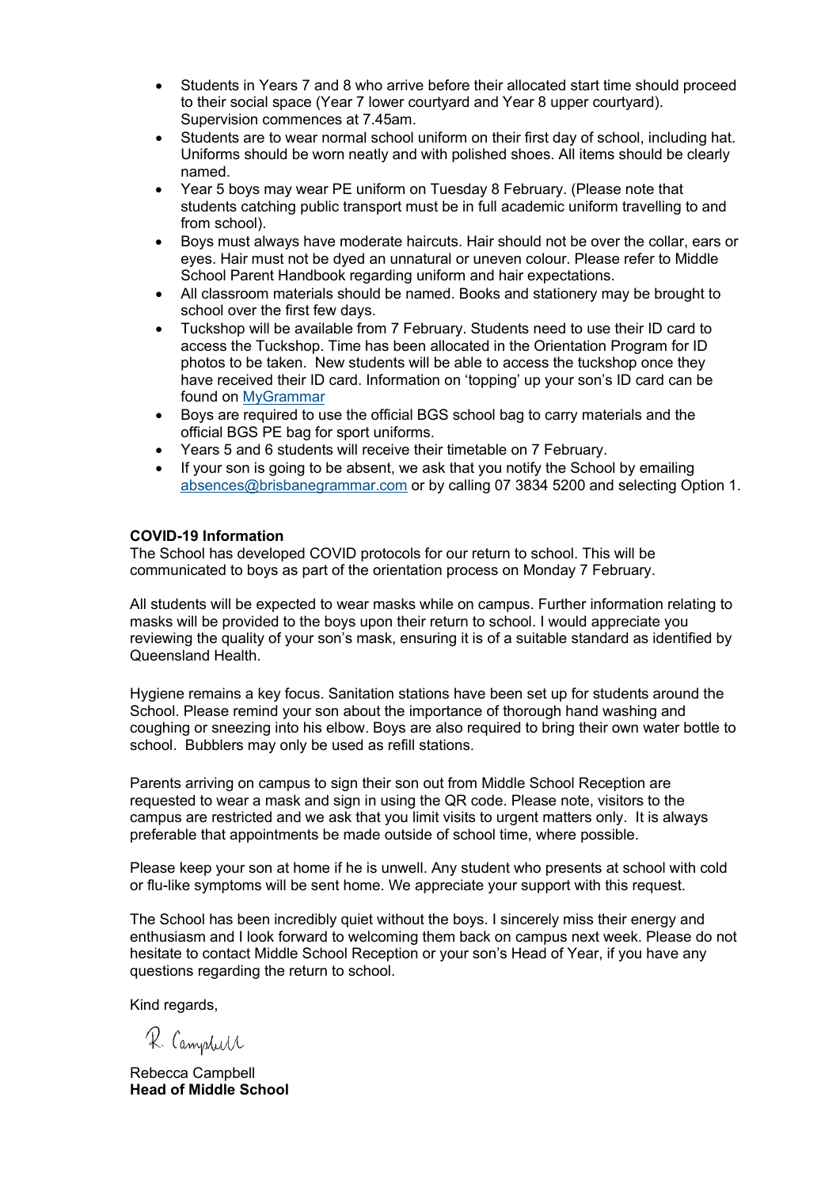- Students in Years 7 and 8 who arrive before their allocated start time should proceed to their social space (Year 7 lower courtyard and Year 8 upper courtyard). Supervision commences at 7.45am.
- Students are to wear normal school uniform on their first day of school, including hat. Uniforms should be worn neatly and with polished shoes. All items should be clearly named.
- Year 5 boys may wear PE uniform on Tuesday 8 February. (Please note that students catching public transport must be in full academic uniform travelling to and from school).
- Boys must always have moderate haircuts. Hair should not be over the collar, ears or eyes. Hair must not be dyed an unnatural or uneven colour. Please refer to Middle School Parent Handbook regarding uniform and hair expectations.
- All classroom materials should be named. Books and stationery may be brought to school over the first few days.
- Tuckshop will be available from 7 February. Students need to use their ID card to access the Tuckshop. Time has been allocated in the Orientation Program for ID photos to be taken. New students will be able to access the tuckshop once they have received their ID card. Information on 'topping' up your son's ID card can be found on MyGrammar
- Boys are required to use the official BGS school bag to carry materials and the official BGS PE bag for sport uniforms.
- Years 5 and 6 students will receive their timetable on 7 February.
- If your son is going to be absent, we ask that you notify the School by emailing absences@brisbanegrammar.com or by calling 07 3834 5200 and selecting Option 1.

**COVID-19 Information**

The School has developed COVID protocols for our return to school. This will be communicated to boys as part of the orientation process on Monday 7 February.

All students will be expected to wear masks while on campus. Further information relating to masks will be provided to the boys upon their return to school. I would appreciate you reviewing the quality of your son's mask, ensuring it is of a suitable standard as identified by Queensland Health.

Hygiene remains a key focus. Sanitation stations have been set up for students around the School. Please remind your son about the importance of thorough hand washing and coughing or sneezing into his elbow. Boys are also required to bring their own water bottle to school. Bubblers may only be used as refill stations.

Parents arriving on campus to sign their son out from Middle School Reception are requested to wear a mask and sign in using the QR code. Please note, visitors to the campus are restricted and we ask that you limit visits to urgent matters only. It is always preferable that appointments be made outside of school time, where possible.

Please keep your son at home if he is unwell. Any student who presents at school with cold or flu-like symptoms will be sent home. We appreciate your support with this request.

The School has been incredibly quiet without the boys. I sincerely miss their energy and enthusiasm and I look forward to welcoming them back on campus next week. Please do not hesitate to contact Middle School Reception or your son's Head of Year, if you have any questions regarding the return to school.

Kind regards,

R. Campbell

Rebecca Campbell
**Head of Middle School**